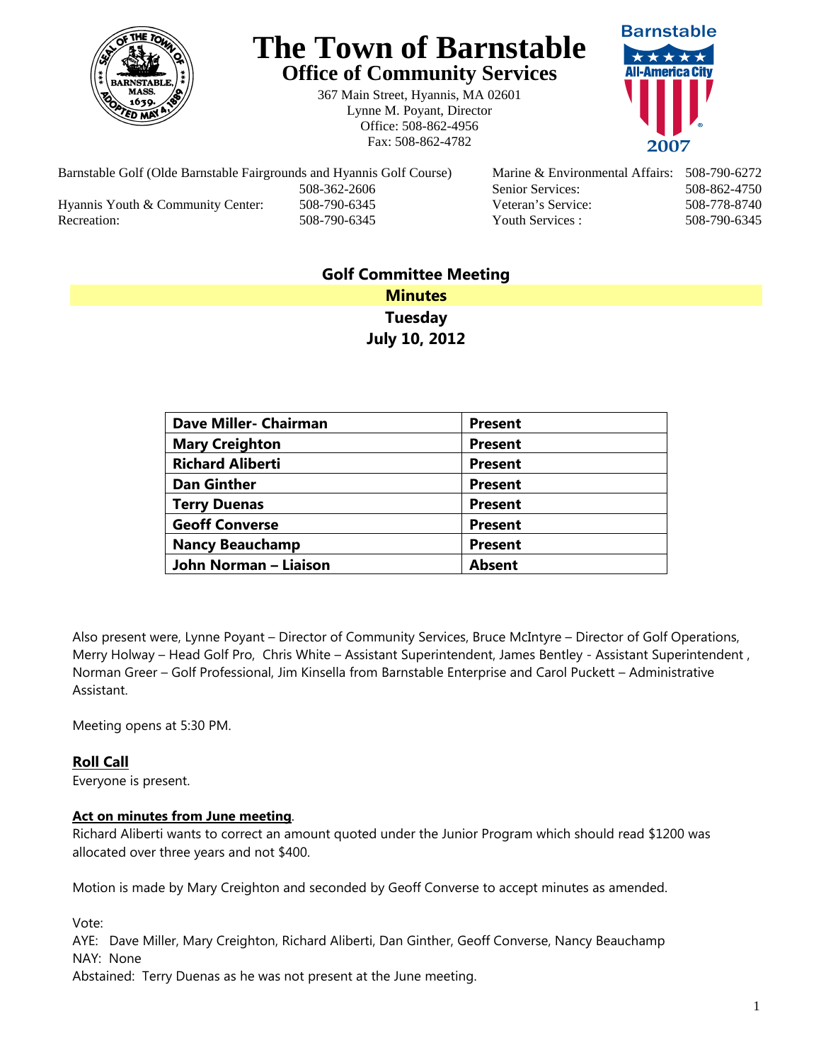# The Town of Barnstable

## Office of Community Services

367 Main Street, Hyannis, MA 02601
Lynne M. Poyant, Director
Office: 508-862-4956
Fax: 508-862-4782

Barnstable Golf (Olde Barnstable Fairgrounds and Hyannis Golf Course) 508-362-2606
Hyannis Youth & Community Center: 508-790-6345
Recreation: 508-790-6345
Marine & Environmental Affairs: 508-790-6272
Senior Services: 508-862-4750
Veteran's Service: 508-778-8740
Youth Services : 508-790-6345

**Golf Committee Meeting**

**Minutes**

**Tuesday**

**July 10, 2012**

| Member | Attendance |
|---|---|
| **Dave Miller- Chairman** | **Present** |
| **Mary Creighton** | **Present** |
| **Richard Aliberti** | **Present** |
| **Dan Ginther** | **Present** |
| **Terry Duenas** | **Present** |
| **Geoff Converse** | **Present** |
| **Nancy Beauchamp** | **Present** |
| **John Norman – Liaison** | **Absent** |

Also present were, Lynne Poyant – Director of Community Services, Bruce McIntyre – Director of Golf Operations, Merry Holway – Head Golf Pro, Chris White – Assistant Superintendent, James Bentley - Assistant Superintendent , Norman Greer – Golf Professional, Jim Kinsella from Barnstable Enterprise and Carol Puckett – Administrative Assistant.

Meeting opens at 5:30 PM.

**Roll Call**

Everyone is present.

**Act on minutes from June meeting**.

Richard Aliberti wants to correct an amount quoted under the Junior Program which should read $1200 was allocated over three years and not $400.

Motion is made by Mary Creighton and seconded by Geoff Converse to accept minutes as amended.

Vote:
AYE: Dave Miller, Mary Creighton, Richard Aliberti, Dan Ginther, Geoff Converse, Nancy Beauchamp
NAY: None
Abstained: Terry Duenas as he was not present at the June meeting.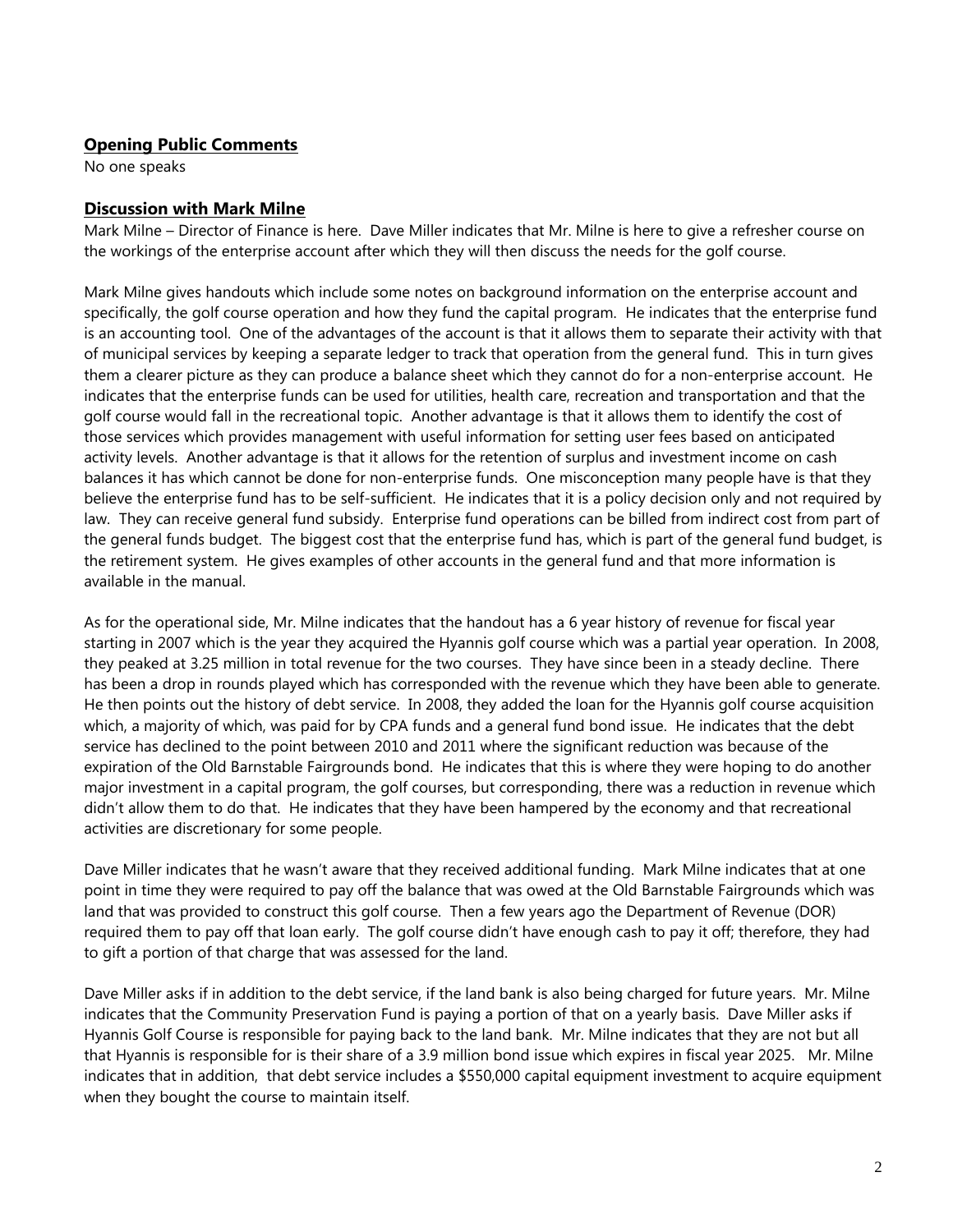## Opening Public Comments

No one speaks

## Discussion with Mark Milne

Mark Milne – Director of Finance is here. Dave Miller indicates that Mr. Milne is here to give a refresher course on the workings of the enterprise account after which they will then discuss the needs for the golf course.

Mark Milne gives handouts which include some notes on background information on the enterprise account and specifically, the golf course operation and how they fund the capital program. He indicates that the enterprise fund is an accounting tool. One of the advantages of the account is that it allows them to separate their activity with that of municipal services by keeping a separate ledger to track that operation from the general fund. This in turn gives them a clearer picture as they can produce a balance sheet which they cannot do for a non-enterprise account. He indicates that the enterprise funds can be used for utilities, health care, recreation and transportation and that the golf course would fall in the recreational topic. Another advantage is that it allows them to identify the cost of those services which provides management with useful information for setting user fees based on anticipated activity levels. Another advantage is that it allows for the retention of surplus and investment income on cash balances it has which cannot be done for non-enterprise funds. One misconception many people have is that they believe the enterprise fund has to be self-sufficient. He indicates that it is a policy decision only and not required by law. They can receive general fund subsidy. Enterprise fund operations can be billed from indirect cost from part of the general funds budget. The biggest cost that the enterprise fund has, which is part of the general fund budget, is the retirement system. He gives examples of other accounts in the general fund and that more information is available in the manual.

As for the operational side, Mr. Milne indicates that the handout has a 6 year history of revenue for fiscal year starting in 2007 which is the year they acquired the Hyannis golf course which was a partial year operation. In 2008, they peaked at 3.25 million in total revenue for the two courses. They have since been in a steady decline. There has been a drop in rounds played which has corresponded with the revenue which they have been able to generate. He then points out the history of debt service. In 2008, they added the loan for the Hyannis golf course acquisition which, a majority of which, was paid for by CPA funds and a general fund bond issue. He indicates that the debt service has declined to the point between 2010 and 2011 where the significant reduction was because of the expiration of the Old Barnstable Fairgrounds bond. He indicates that this is where they were hoping to do another major investment in a capital program, the golf courses, but corresponding, there was a reduction in revenue which didn't allow them to do that. He indicates that they have been hampered by the economy and that recreational activities are discretionary for some people.

Dave Miller indicates that he wasn't aware that they received additional funding. Mark Milne indicates that at one point in time they were required to pay off the balance that was owed at the Old Barnstable Fairgrounds which was land that was provided to construct this golf course. Then a few years ago the Department of Revenue (DOR) required them to pay off that loan early. The golf course didn't have enough cash to pay it off; therefore, they had to gift a portion of that charge that was assessed for the land.

Dave Miller asks if in addition to the debt service, if the land bank is also being charged for future years. Mr. Milne indicates that the Community Preservation Fund is paying a portion of that on a yearly basis. Dave Miller asks if Hyannis Golf Course is responsible for paying back to the land bank. Mr. Milne indicates that they are not but all that Hyannis is responsible for is their share of a 3.9 million bond issue which expires in fiscal year 2025. Mr. Milne indicates that in addition, that debt service includes a $550,000 capital equipment investment to acquire equipment when they bought the course to maintain itself.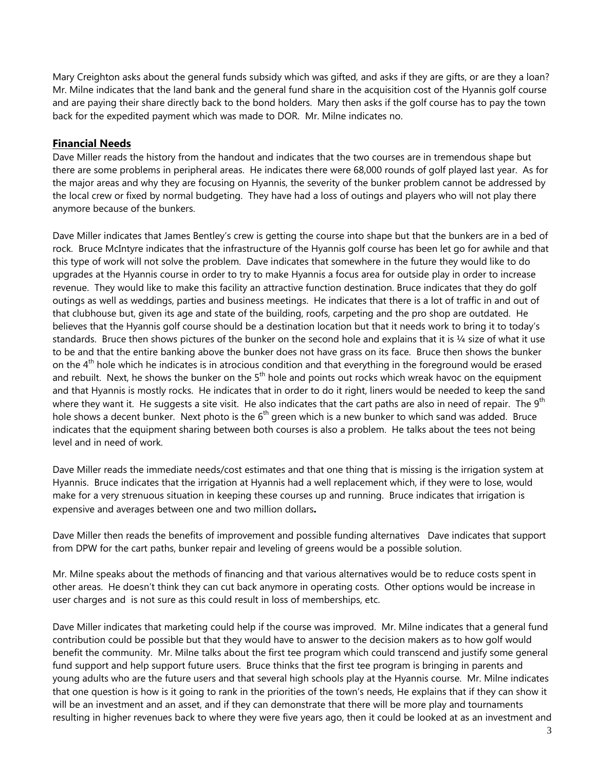Mary Creighton asks about the general funds subsidy which was gifted, and asks if they are gifts, or are they a loan? Mr. Milne indicates that the land bank and the general fund share in the acquisition cost of the Hyannis golf course and are paying their share directly back to the bond holders. Mary then asks if the golf course has to pay the town back for the expedited payment which was made to DOR. Mr. Milne indicates no.

## Financial Needs

Dave Miller reads the history from the handout and indicates that the two courses are in tremendous shape but there are some problems in peripheral areas. He indicates there were 68,000 rounds of golf played last year. As for the major areas and why they are focusing on Hyannis, the severity of the bunker problem cannot be addressed by the local crew or fixed by normal budgeting. They have had a loss of outings and players who will not play there anymore because of the bunkers.

Dave Miller indicates that James Bentley's crew is getting the course into shape but that the bunkers are in a bed of rock. Bruce McIntyre indicates that the infrastructure of the Hyannis golf course has been let go for awhile and that this type of work will not solve the problem. Dave indicates that somewhere in the future they would like to do upgrades at the Hyannis course in order to try to make Hyannis a focus area for outside play in order to increase revenue. They would like to make this facility an attractive function destination. Bruce indicates that they do golf outings as well as weddings, parties and business meetings. He indicates that there is a lot of traffic in and out of that clubhouse but, given its age and state of the building, roofs, carpeting and the pro shop are outdated. He believes that the Hyannis golf course should be a destination location but that it needs work to bring it to today's standards. Bruce then shows pictures of the bunker on the second hole and explains that it is ¼ size of what it use to be and that the entire banking above the bunker does not have grass on its face. Bruce then shows the bunker on the 4th hole which he indicates is in atrocious condition and that everything in the foreground would be erased and rebuilt. Next, he shows the bunker on the 5th hole and points out rocks which wreak havoc on the equipment and that Hyannis is mostly rocks. He indicates that in order to do it right, liners would be needed to keep the sand where they want it. He suggests a site visit. He also indicates that the cart paths are also in need of repair. The 9th hole shows a decent bunker. Next photo is the 6th green which is a new bunker to which sand was added. Bruce indicates that the equipment sharing between both courses is also a problem. He talks about the tees not being level and in need of work.

Dave Miller reads the immediate needs/cost estimates and that one thing that is missing is the irrigation system at Hyannis. Bruce indicates that the irrigation at Hyannis had a well replacement which, if they were to lose, would make for a very strenuous situation in keeping these courses up and running. Bruce indicates that irrigation is expensive and averages between one and two million dollars**.**

Dave Miller then reads the benefits of improvement and possible funding alternatives Dave indicates that support from DPW for the cart paths, bunker repair and leveling of greens would be a possible solution.

Mr. Milne speaks about the methods of financing and that various alternatives would be to reduce costs spent in other areas. He doesn't think they can cut back anymore in operating costs. Other options would be increase in user charges and is not sure as this could result in loss of memberships, etc.

Dave Miller indicates that marketing could help if the course was improved. Mr. Milne indicates that a general fund contribution could be possible but that they would have to answer to the decision makers as to how golf would benefit the community. Mr. Milne talks about the first tee program which could transcend and justify some general fund support and help support future users. Bruce thinks that the first tee program is bringing in parents and young adults who are the future users and that several high schools play at the Hyannis course. Mr. Milne indicates that one question is how is it going to rank in the priorities of the town's needs, He explains that if they can show it will be an investment and an asset, and if they can demonstrate that there will be more play and tournaments resulting in higher revenues back to where they were five years ago, then it could be looked at as an investment and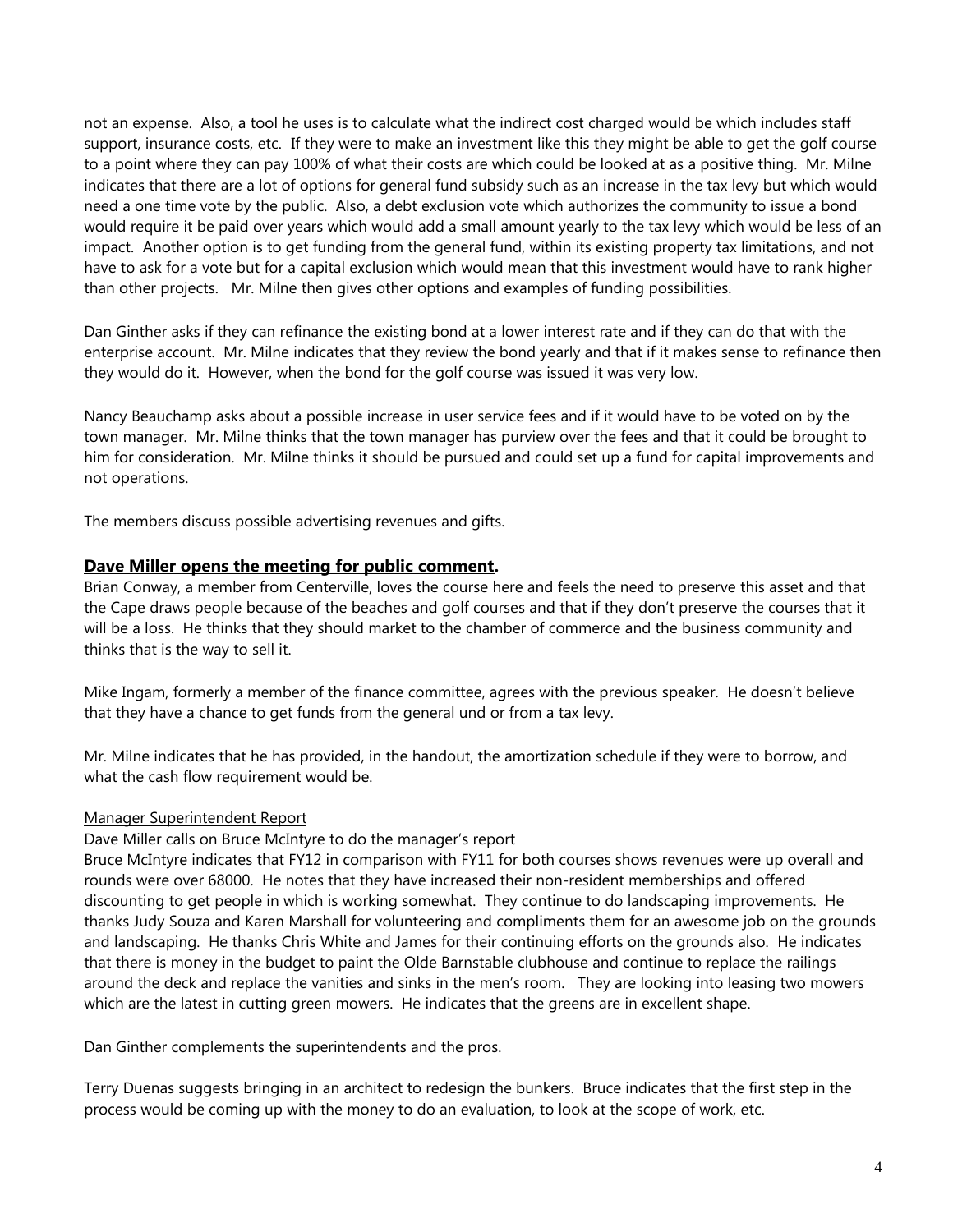not an expense. Also, a tool he uses is to calculate what the indirect cost charged would be which includes staff support, insurance costs, etc. If they were to make an investment like this they might be able to get the golf course to a point where they can pay 100% of what their costs are which could be looked at as a positive thing. Mr. Milne indicates that there are a lot of options for general fund subsidy such as an increase in the tax levy but which would need a one time vote by the public. Also, a debt exclusion vote which authorizes the community to issue a bond would require it be paid over years which would add a small amount yearly to the tax levy which would be less of an impact. Another option is to get funding from the general fund, within its existing property tax limitations, and not have to ask for a vote but for a capital exclusion which would mean that this investment would have to rank higher than other projects. Mr. Milne then gives other options and examples of funding possibilities.

Dan Ginther asks if they can refinance the existing bond at a lower interest rate and if they can do that with the enterprise account. Mr. Milne indicates that they review the bond yearly and that if it makes sense to refinance then they would do it. However, when the bond for the golf course was issued it was very low.

Nancy Beauchamp asks about a possible increase in user service fees and if it would have to be voted on by the town manager. Mr. Milne thinks that the town manager has purview over the fees and that it could be brought to him for consideration. Mr. Milne thinks it should be pursued and could set up a fund for capital improvements and not operations.

The members discuss possible advertising revenues and gifts.

**Dave Miller opens the meeting for public comment.**

Brian Conway, a member from Centerville, loves the course here and feels the need to preserve this asset and that the Cape draws people because of the beaches and golf courses and that if they don't preserve the courses that it will be a loss. He thinks that they should market to the chamber of commerce and the business community and thinks that is the way to sell it.

Mike Ingam, formerly a member of the finance committee, agrees with the previous speaker. He doesn't believe that they have a chance to get funds from the general und or from a tax levy.

Mr. Milne indicates that he has provided, in the handout, the amortization schedule if they were to borrow, and what the cash flow requirement would be.

Manager Superintendent Report

Dave Miller calls on Bruce McIntyre to do the manager's report

Bruce McIntyre indicates that FY12 in comparison with FY11 for both courses shows revenues were up overall and rounds were over 68000. He notes that they have increased their non-resident memberships and offered discounting to get people in which is working somewhat. They continue to do landscaping improvements. He thanks Judy Souza and Karen Marshall for volunteering and compliments them for an awesome job on the grounds and landscaping. He thanks Chris White and James for their continuing efforts on the grounds also. He indicates that there is money in the budget to paint the Olde Barnstable clubhouse and continue to replace the railings around the deck and replace the vanities and sinks in the men's room. They are looking into leasing two mowers which are the latest in cutting green mowers. He indicates that the greens are in excellent shape.

Dan Ginther complements the superintendents and the pros.

Terry Duenas suggests bringing in an architect to redesign the bunkers. Bruce indicates that the first step in the process would be coming up with the money to do an evaluation, to look at the scope of work, etc.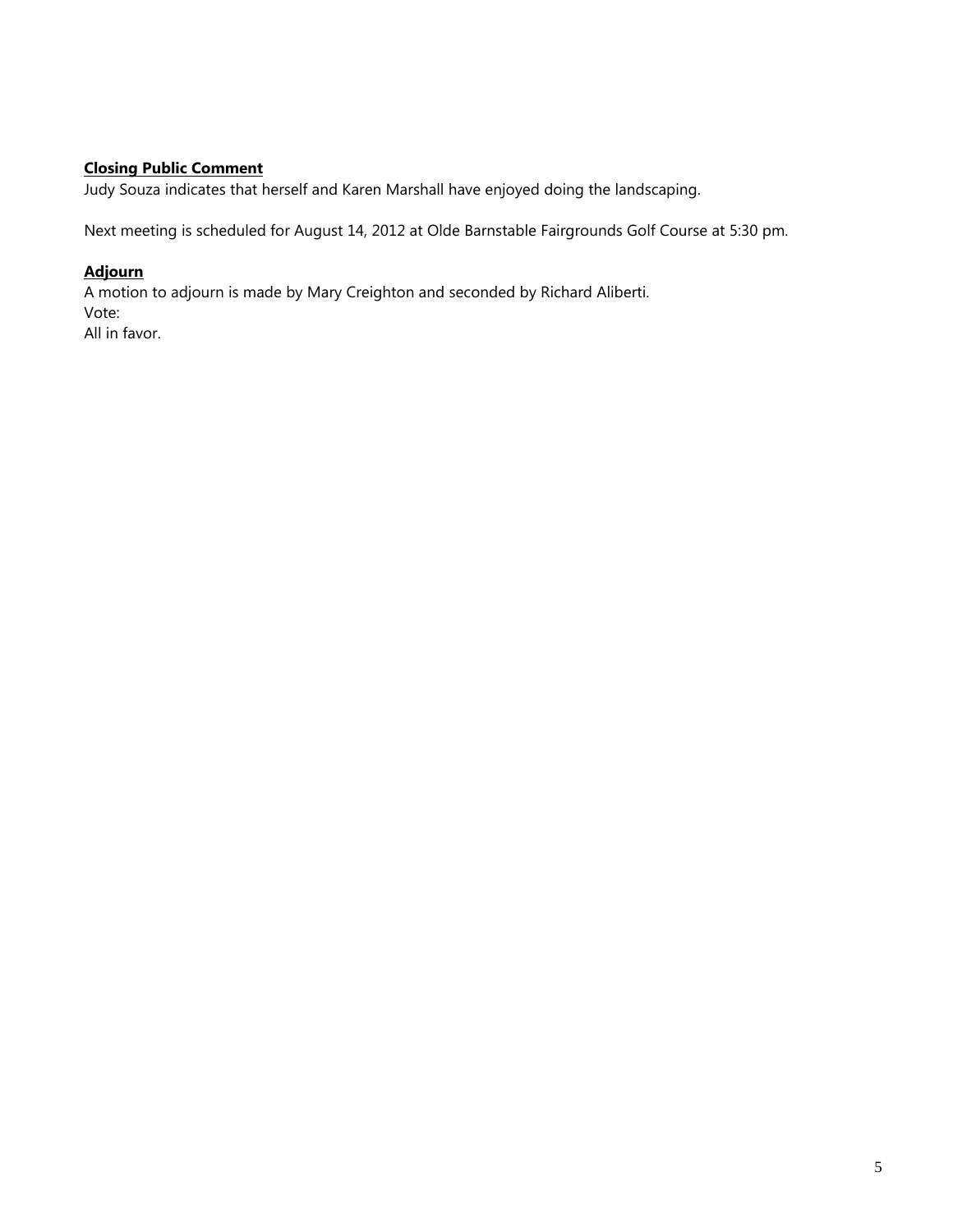**Closing Public Comment**

Judy Souza indicates that herself and Karen Marshall have enjoyed doing the landscaping.

Next meeting is scheduled for August 14, 2012 at Olde Barnstable Fairgrounds Golf Course at 5:30 pm.

**Adjourn**

A motion to adjourn is made by Mary Creighton and seconded by Richard Aliberti.
Vote:
All in favor.